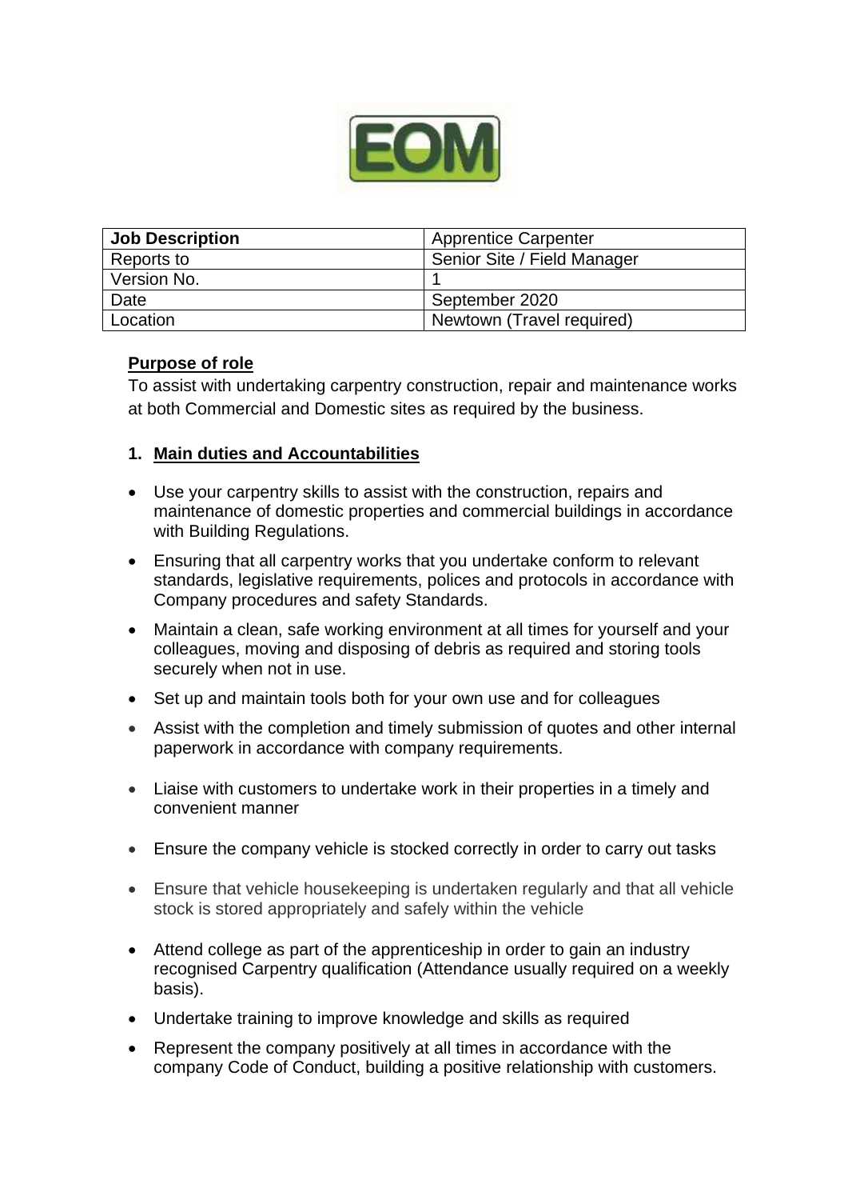EOM

| Job Description | Apprentice Carpenter |
| --- | --- |
| Reports to | Senior Site / Field Manager |
| Version No. | 1 |
| Date | September 2020 |
| Location | Newtown (Travel required) |

**Purpose of role**

To assist with undertaking carpentry construction, repair and maintenance works at both Commercial and Domestic sites as required by the business.

## 1. Main duties and Accountabilities

- Use your carpentry skills to assist with the construction, repairs and maintenance of domestic properties and commercial buildings in accordance with Building Regulations.
- Ensuring that all carpentry works that you undertake conform to relevant standards, legislative requirements, polices and protocols in accordance with Company procedures and safety Standards.
- Maintain a clean, safe working environment at all times for yourself and your colleagues, moving and disposing of debris as required and storing tools securely when not in use.
- Set up and maintain tools both for your own use and for colleagues
- Assist with the completion and timely submission of quotes and other internal paperwork in accordance with company requirements.
- Liaise with customers to undertake work in their properties in a timely and convenient manner
- Ensure the company vehicle is stocked correctly in order to carry out tasks
- Ensure that vehicle housekeeping is undertaken regularly and that all vehicle stock is stored appropriately and safely within the vehicle
- Attend college as part of the apprenticeship in order to gain an industry recognised Carpentry qualification (Attendance usually required on a weekly basis).
- Undertake training to improve knowledge and skills as required
- Represent the company positively at all times in accordance with the company Code of Conduct, building a positive relationship with customers.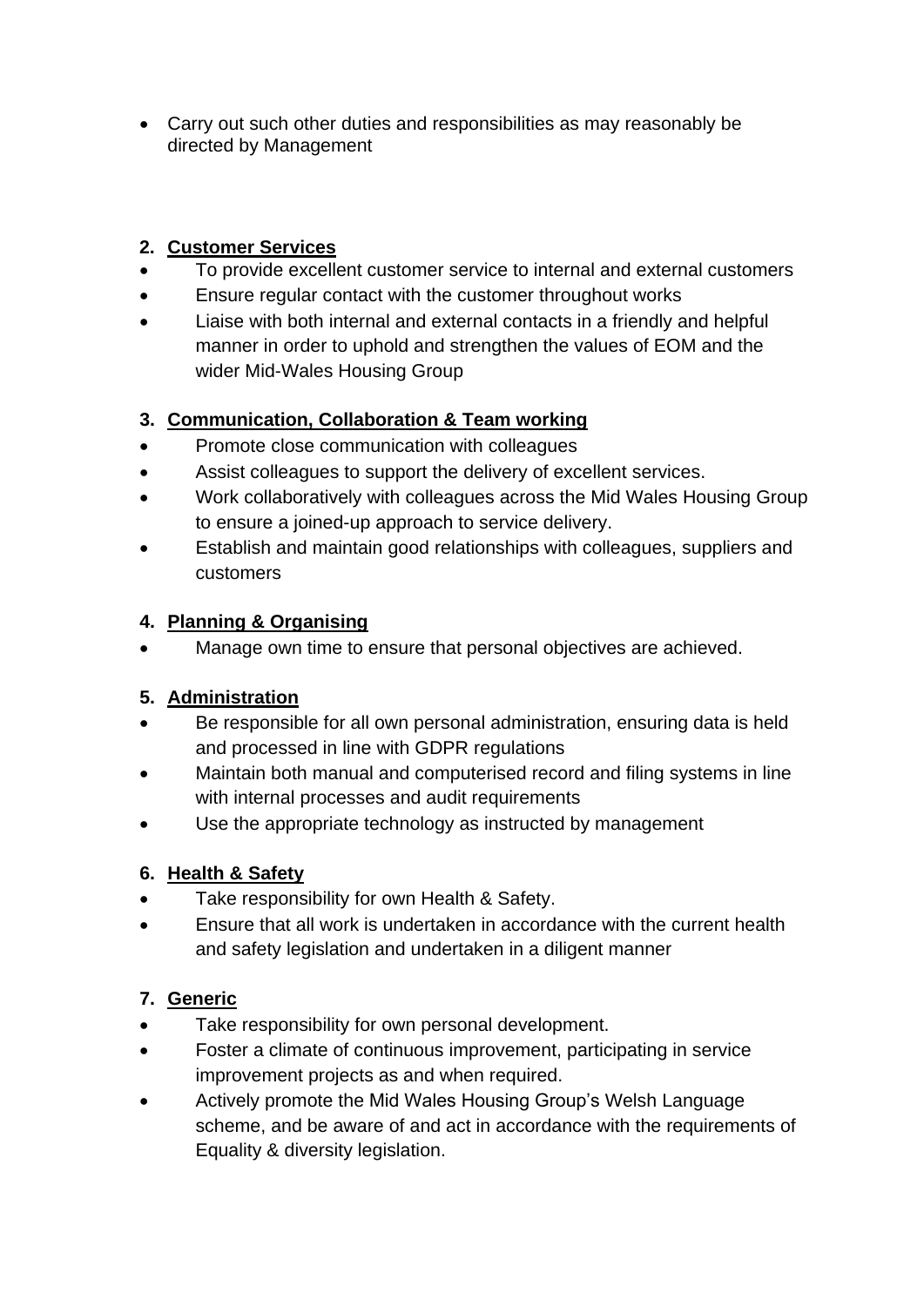- Carry out such other duties and responsibilities as may reasonably be directed by Management

**2. Customer Services**

- To provide excellent customer service to internal and external customers
- Ensure regular contact with the customer throughout works
- Liaise with both internal and external contacts in a friendly and helpful manner in order to uphold and strengthen the values of EOM and the wider Mid-Wales Housing Group

**3. Communication, Collaboration & Team working**

- Promote close communication with colleagues
- Assist colleagues to support the delivery of excellent services.
- Work collaboratively with colleagues across the Mid Wales Housing Group to ensure a joined-up approach to service delivery.
- Establish and maintain good relationships with colleagues, suppliers and customers

**4. Planning & Organising**

- Manage own time to ensure that personal objectives are achieved.

**5. Administration**

- Be responsible for all own personal administration, ensuring data is held and processed in line with GDPR regulations
- Maintain both manual and computerised record and filing systems in line with internal processes and audit requirements
- Use the appropriate technology as instructed by management

**6. Health & Safety**

- Take responsibility for own Health & Safety.
- Ensure that all work is undertaken in accordance with the current health and safety legislation and undertaken in a diligent manner

**7. Generic**

- Take responsibility for own personal development.
- Foster a climate of continuous improvement, participating in service improvement projects as and when required.
- Actively promote the Mid Wales Housing Group's Welsh Language scheme, and be aware of and act in accordance with the requirements of Equality & diversity legislation.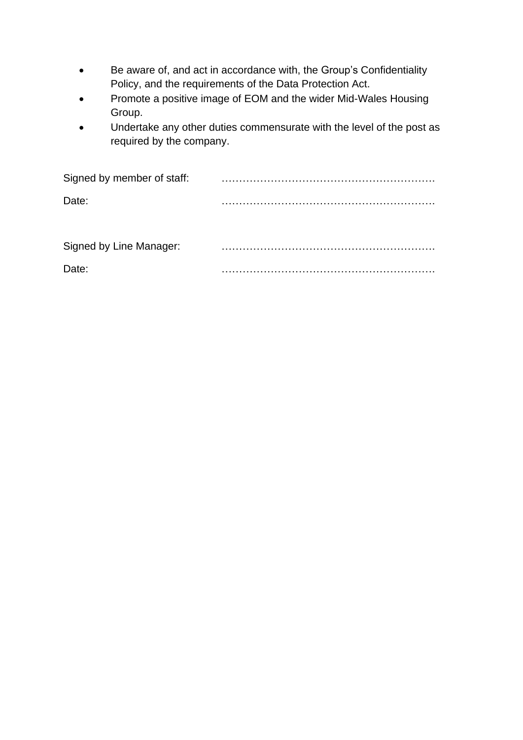- Be aware of, and act in accordance with, the Group's Confidentiality Policy, and the requirements of the Data Protection Act.
- Promote a positive image of EOM and the wider Mid-Wales Housing Group.
- Undertake any other duties commensurate with the level of the post as required by the company.

Signed by member of staff: ……………………………………………………

Date: ……………………………………………………

Signed by Line Manager: ……………………………………………………

Date: ……………………………………………………